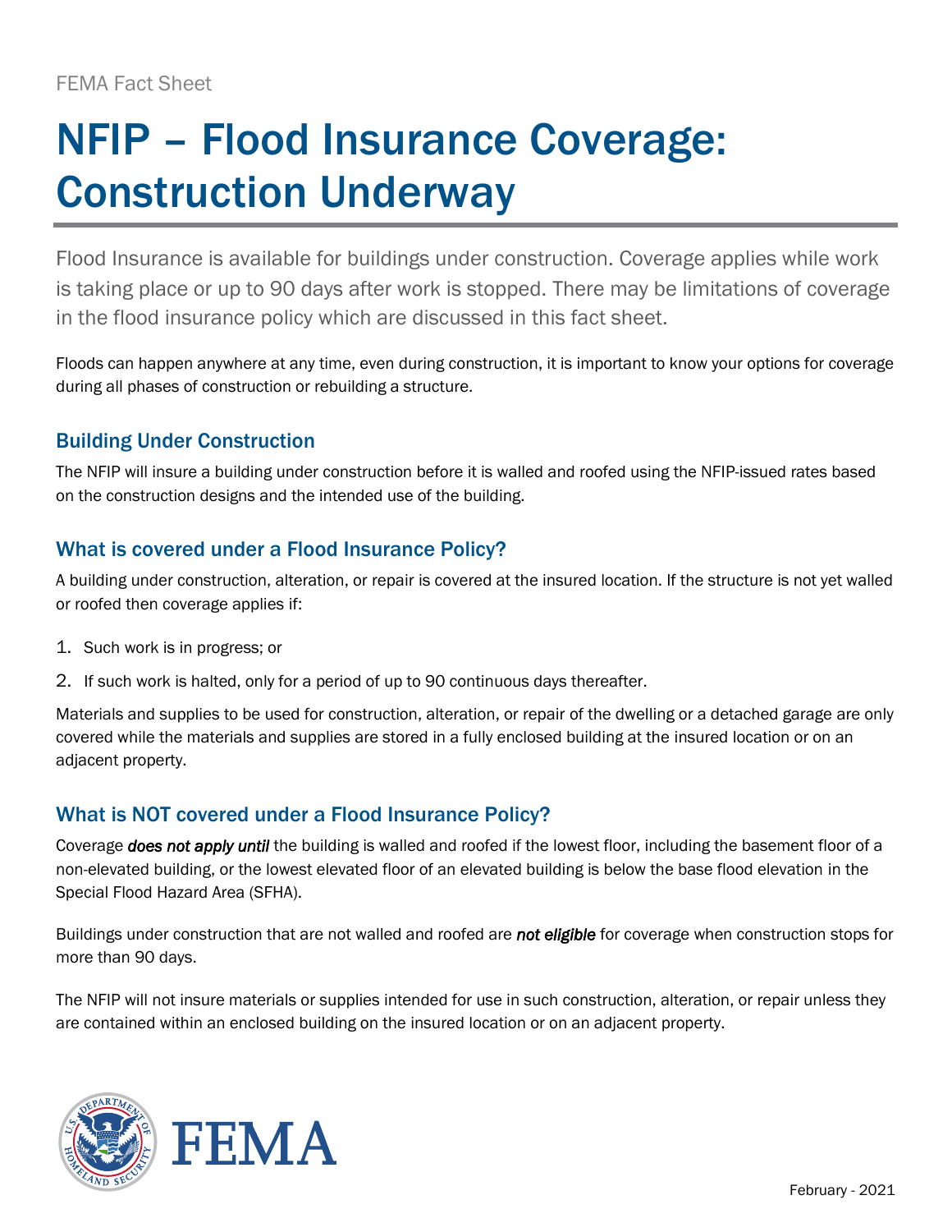FEMA Fact Sheet

# NFIP – Flood Insurance Coverage: Construction Underway

Flood Insurance is available for buildings under construction. Coverage applies while work is taking place or up to 90 days after work is stopped. There may be limitations of coverage in the flood insurance policy which are discussed in this fact sheet.

Floods can happen anywhere at any time, even during construction, it is important to know your options for coverage during all phases of construction or rebuilding a structure.

## Building Under Construction

The NFIP will insure a building under construction before it is walled and roofed using the NFIP-issued rates based on the construction designs and the intended use of the building.

## What is covered under a Flood Insurance Policy?

A building under construction, alteration, or repair is covered at the insured location. If the structure is not yet walled or roofed then coverage applies if:

1. Such work is in progress; or
2. If such work is halted, only for a period of up to 90 continuous days thereafter.

Materials and supplies to be used for construction, alteration, or repair of the dwelling or a detached garage are only covered while the materials and supplies are stored in a fully enclosed building at the insured location or on an adjacent property.

## What is NOT covered under a Flood Insurance Policy?

Coverage ***does not apply until*** the building is walled and roofed if the lowest floor, including the basement floor of a non-elevated building, or the lowest elevated floor of an elevated building is below the base flood elevation in the Special Flood Hazard Area (SFHA).

Buildings under construction that are not walled and roofed are ***not eligible*** for coverage when construction stops for more than 90 days.

The NFIP will not insure materials or supplies intended for use in such construction, alteration, or repair unless they are contained within an enclosed building on the insured location or on an adjacent property.

February - 2021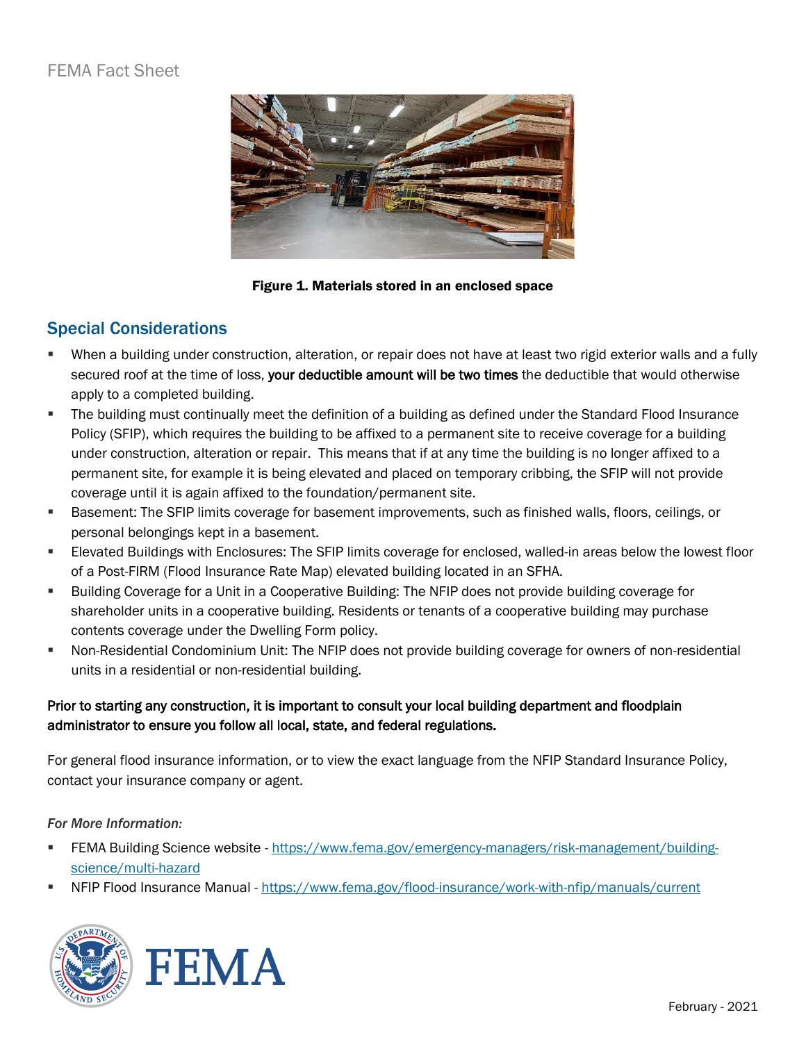Figure 1. Materials stored in an enclosed space

## Special Considerations

- When a building under construction, alteration, or repair does not have at least two rigid exterior walls and a fully secured roof at the time of loss, **your deductible amount will be two times** the deductible that would otherwise apply to a completed building.
- The building must continually meet the definition of a building as defined under the Standard Flood Insurance Policy (SFIP), which requires the building to be affixed to a permanent site to receive coverage for a building under construction, alteration or repair. This means that if at any time the building is no longer affixed to a permanent site, for example it is being elevated and placed on temporary cribbing, the SFIP will not provide coverage until it is again affixed to the foundation/permanent site.
- Basement: The SFIP limits coverage for basement improvements, such as finished walls, floors, ceilings, or personal belongings kept in a basement.
- Elevated Buildings with Enclosures: The SFIP limits coverage for enclosed, walled-in areas below the lowest floor of a Post-FIRM (Flood Insurance Rate Map) elevated building located in an SFHA.
- Building Coverage for a Unit in a Cooperative Building: The NFIP does not provide building coverage for shareholder units in a cooperative building. Residents or tenants of a cooperative building may purchase contents coverage under the Dwelling Form policy.
- Non-Residential Condominium Unit: The NFIP does not provide building coverage for owners of non-residential units in a residential or non-residential building.

**Prior to starting any construction, it is important to consult your local building department and floodplain administrator to ensure you follow all local, state, and federal regulations.**

For general flood insurance information, or to view the exact language from the NFIP Standard Insurance Policy, contact your insurance company or agent.

*For More Information:*

- FEMA Building Science website - https://www.fema.gov/emergency-managers/risk-management/building-science/multi-hazard
- NFIP Flood Insurance Manual - https://www.fema.gov/flood-insurance/work-with-nfip/manuals/current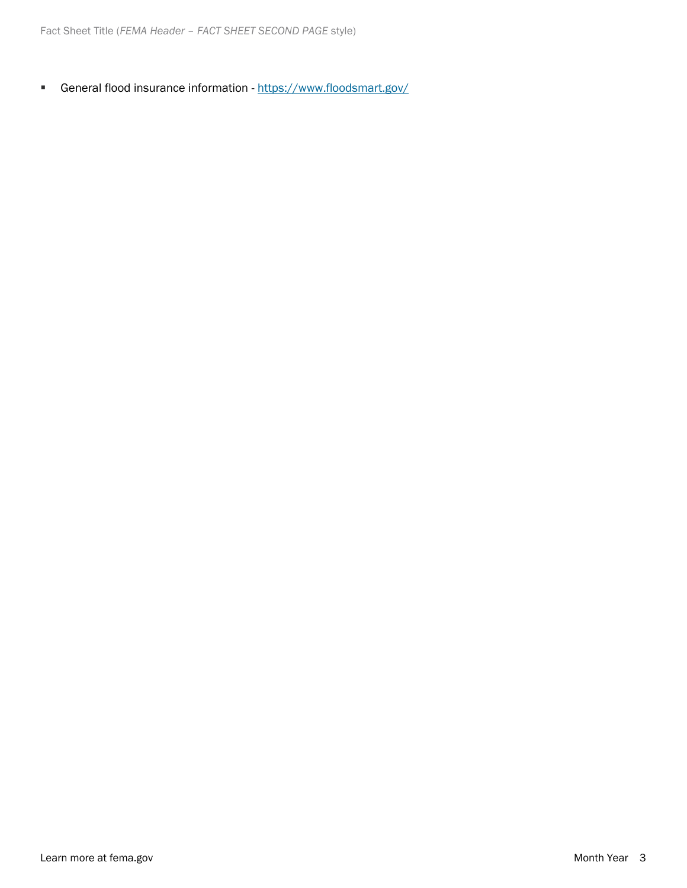- General flood insurance information - https://www.floodsmart.gov/